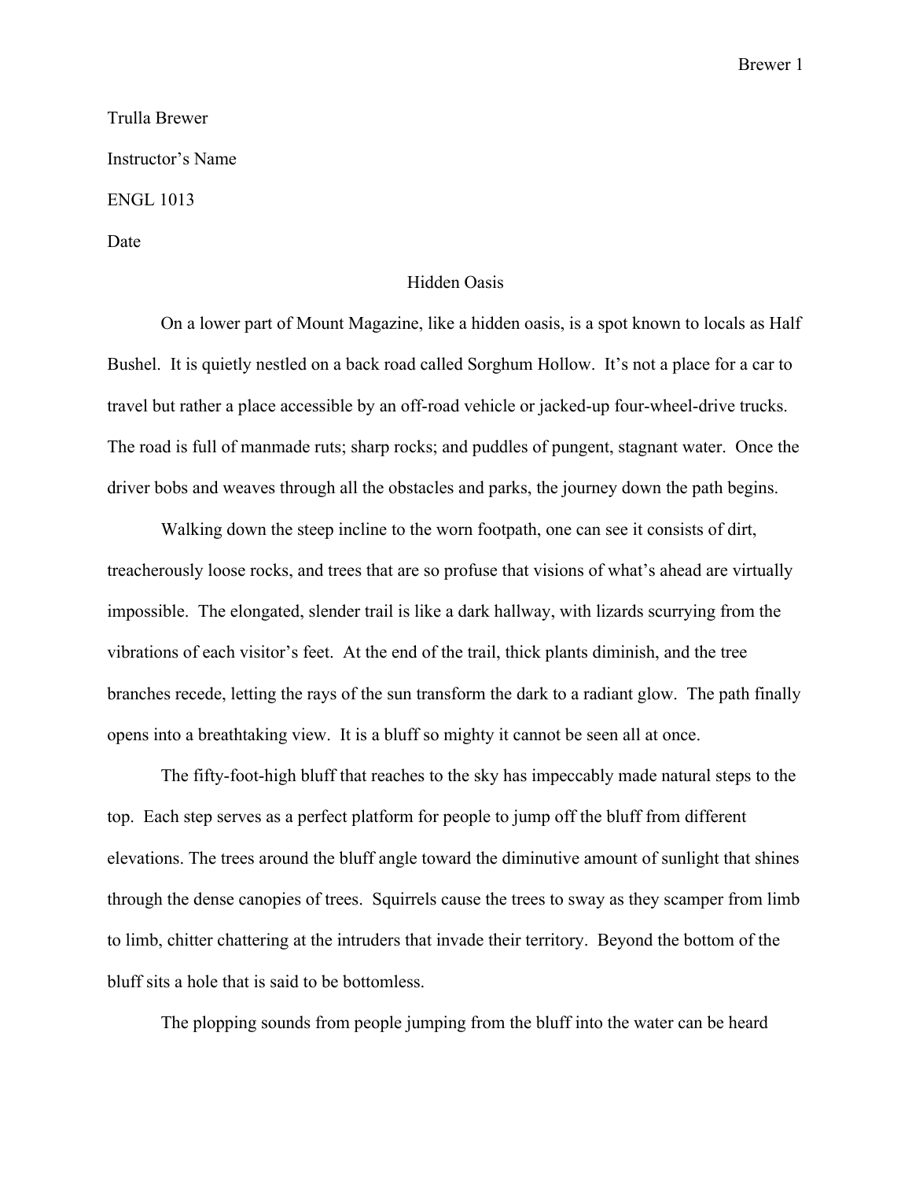Trulla Brewer

Instructor's Name

ENGL 1013

Date

# Hidden Oasis

On a lower part of Mount Magazine, like a hidden oasis, is a spot known to locals as Half Bushel. It is quietly nestled on a back road called Sorghum Hollow. It's not a place for a car to travel but rather a place accessible by an off-road vehicle or jacked-up four-wheel-drive trucks. The road is full of manmade ruts; sharp rocks; and puddles of pungent, stagnant water. Once the driver bobs and weaves through all the obstacles and parks, the journey down the path begins.

Walking down the steep incline to the worn footpath, one can see it consists of dirt, treacherously loose rocks, and trees that are so profuse that visions of what's ahead are virtually impossible. The elongated, slender trail is like a dark hallway, with lizards scurrying from the vibrations of each visitor's feet. At the end of the trail, thick plants diminish, and the tree branches recede, letting the rays of the sun transform the dark to a radiant glow. The path finally opens into a breathtaking view. It is a bluff so mighty it cannot be seen all at once.

The fifty-foot-high bluff that reaches to the sky has impeccably made natural steps to the top. Each step serves as a perfect platform for people to jump off the bluff from different elevations. The trees around the bluff angle toward the diminutive amount of sunlight that shines through the dense canopies of trees. Squirrels cause the trees to sway as they scamper from limb to limb, chitter chattering at the intruders that invade their territory. Beyond the bottom of the bluff sits a hole that is said to be bottomless.

The plopping sounds from people jumping from the bluff into the water can be heard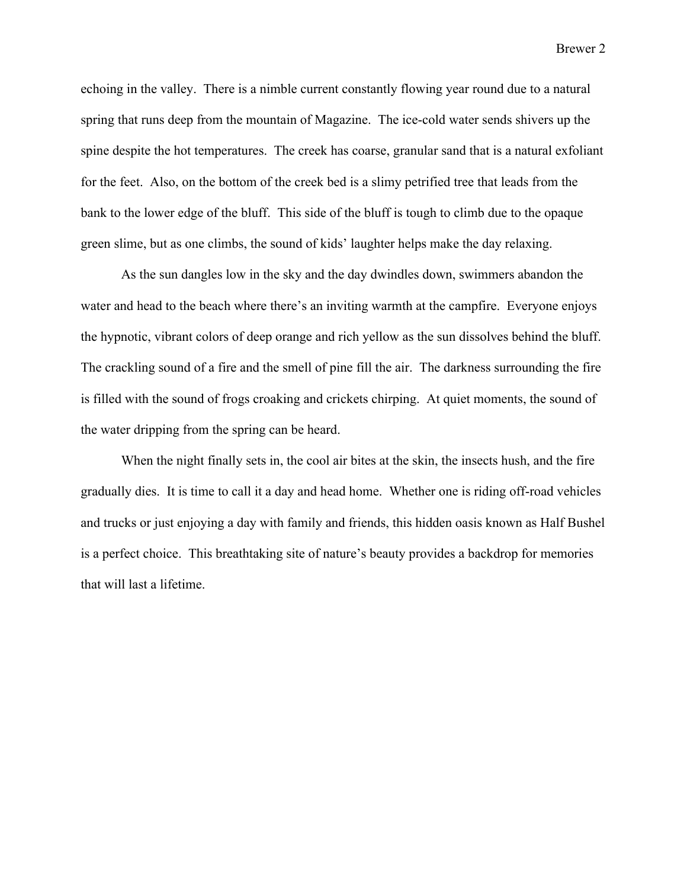echoing in the valley. There is a nimble current constantly flowing year round due to a natural spring that runs deep from the mountain of Magazine. The ice-cold water sends shivers up the spine despite the hot temperatures. The creek has coarse, granular sand that is a natural exfoliant for the feet. Also, on the bottom of the creek bed is a slimy petrified tree that leads from the bank to the lower edge of the bluff. This side of the bluff is tough to climb due to the opaque green slime, but as one climbs, the sound of kids' laughter helps make the day relaxing.

As the sun dangles low in the sky and the day dwindles down, swimmers abandon the water and head to the beach where there's an inviting warmth at the campfire. Everyone enjoys the hypnotic, vibrant colors of deep orange and rich yellow as the sun dissolves behind the bluff. The crackling sound of a fire and the smell of pine fill the air. The darkness surrounding the fire is filled with the sound of frogs croaking and crickets chirping. At quiet moments, the sound of the water dripping from the spring can be heard.

When the night finally sets in, the cool air bites at the skin, the insects hush, and the fire gradually dies. It is time to call it a day and head home. Whether one is riding off-road vehicles and trucks or just enjoying a day with family and friends, this hidden oasis known as Half Bushel is a perfect choice. This breathtaking site of nature's beauty provides a backdrop for memories that will last a lifetime.